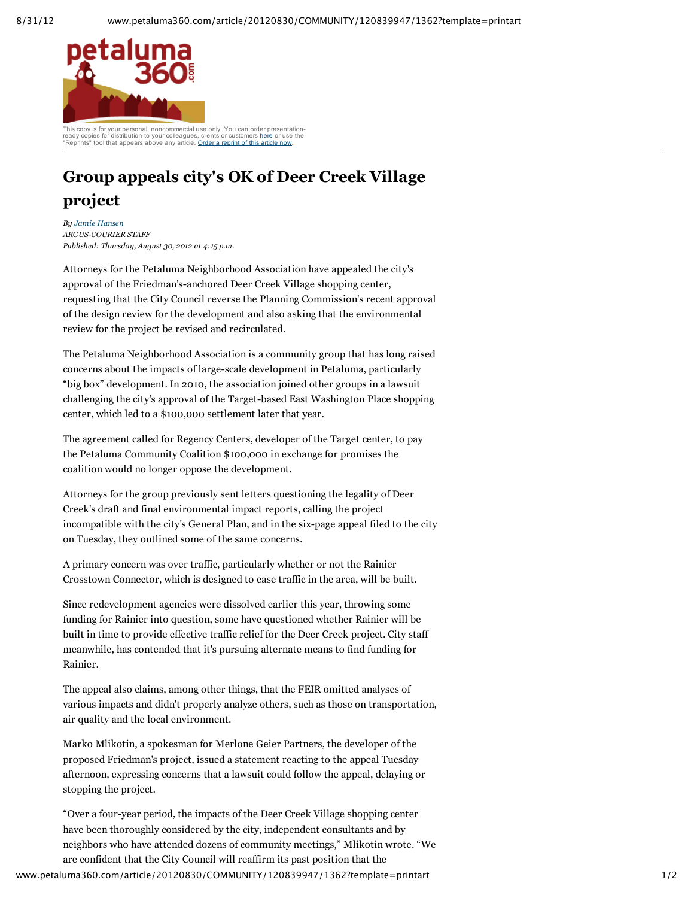This copy is for your personal, noncommercial use only. You can order presentation-ready copies for distribution to your colleagues, clients or customers here or use the "Reprints" tool that appears above any article. Order a reprint of this article now.

# Group appeals city's OK of Deer Creek Village project

*By Jamie Hansen*
*ARGUS-COURIER STAFF*
*Published: Thursday, August 30, 2012 at 4:15 p.m.*

Attorneys for the Petaluma Neighborhood Association have appealed the city's approval of the Friedman's-anchored Deer Creek Village shopping center, requesting that the City Council reverse the Planning Commission's recent approval of the design review for the development and also asking that the environmental review for the project be revised and recirculated.

The Petaluma Neighborhood Association is a community group that has long raised concerns about the impacts of large-scale development in Petaluma, particularly "big box" development. In 2010, the association joined other groups in a lawsuit challenging the city's approval of the Target-based East Washington Place shopping center, which led to a $100,000 settlement later that year.

The agreement called for Regency Centers, developer of the Target center, to pay the Petaluma Community Coalition $100,000 in exchange for promises the coalition would no longer oppose the development.

Attorneys for the group previously sent letters questioning the legality of Deer Creek's draft and final environmental impact reports, calling the project incompatible with the city's General Plan, and in the six-page appeal filed to the city on Tuesday, they outlined some of the same concerns.

A primary concern was over traffic, particularly whether or not the Rainier Crosstown Connector, which is designed to ease traffic in the area, will be built.

Since redevelopment agencies were dissolved earlier this year, throwing some funding for Rainier into question, some have questioned whether Rainier will be built in time to provide effective traffic relief for the Deer Creek project. City staff meanwhile, has contended that it's pursuing alternate means to find funding for Rainier.

The appeal also claims, among other things, that the FEIR omitted analyses of various impacts and didn't properly analyze others, such as those on transportation, air quality and the local environment.

Marko Mlikotin, a spokesman for Merlone Geier Partners, the developer of the proposed Friedman's project, issued a statement reacting to the appeal Tuesday afternoon, expressing concerns that a lawsuit could follow the appeal, delaying or stopping the project.

"Over a four-year period, the impacts of the Deer Creek Village shopping center have been thoroughly considered by the city, independent consultants and by neighbors who have attended dozens of community meetings," Mlikotin wrote. "We are confident that the City Council will reaffirm its past position that the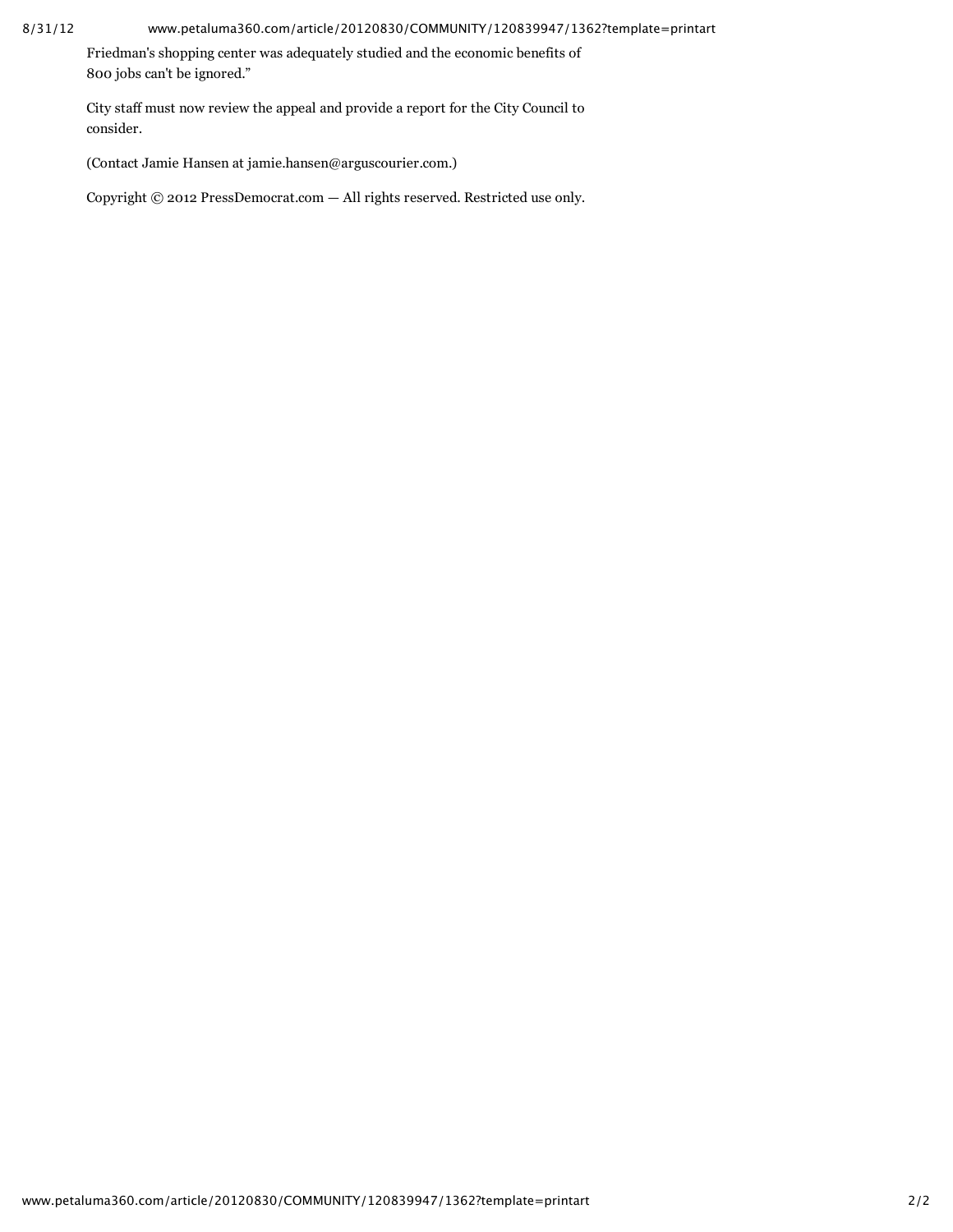Friedman's shopping center was adequately studied and the economic benefits of 800 jobs can't be ignored."

City staff must now review the appeal and provide a report for the City Council to consider.

(Contact Jamie Hansen at jamie.hansen@arguscourier.com.)

Copyright © 2012 PressDemocrat.com — All rights reserved. Restricted use only.